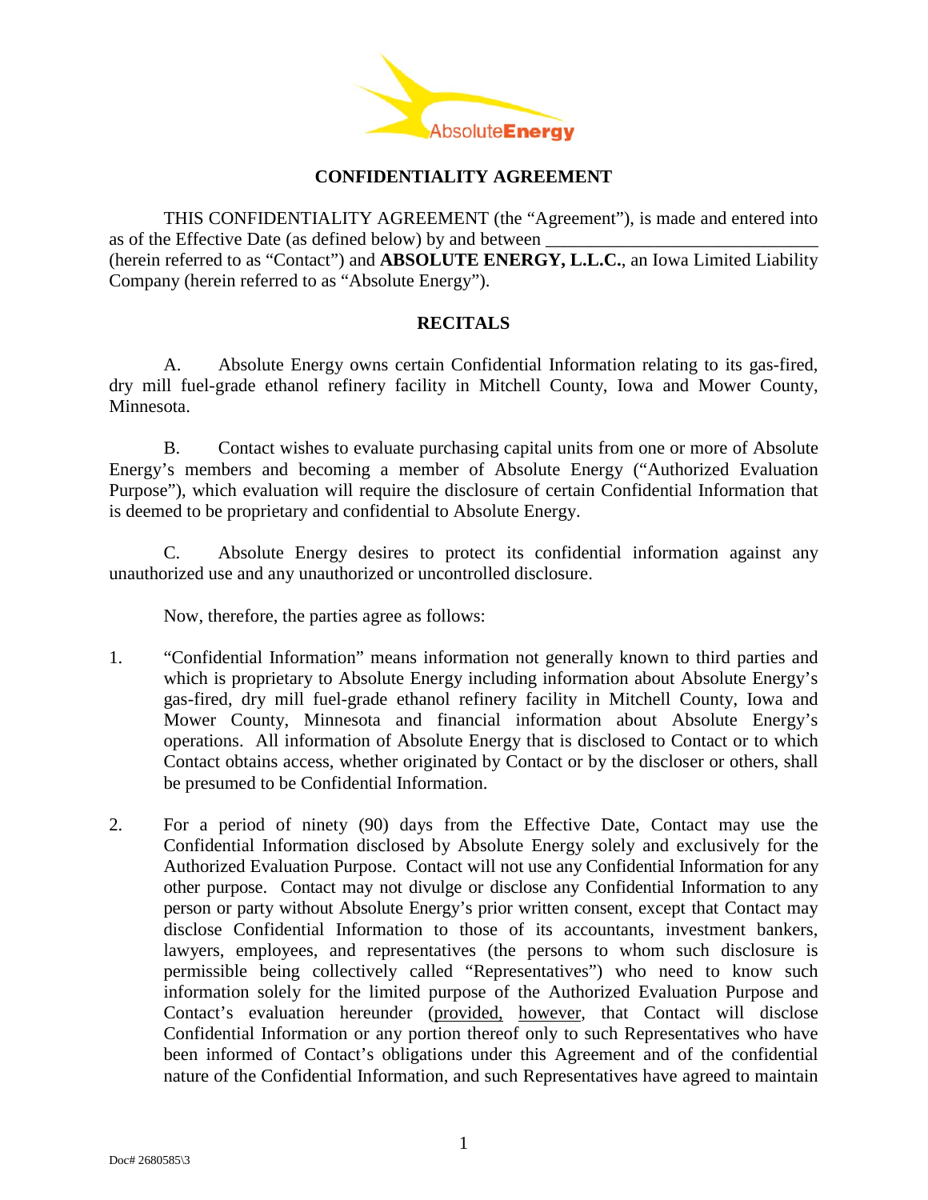# CONFIDENTIALITY AGREEMENT

THIS CONFIDENTIALITY AGREEMENT (the "Agreement"), is made and entered into as of the Effective Date (as defined below) by and between ______________________________ (herein referred to as "Contact") and **ABSOLUTE ENERGY, L.L.C.**, an Iowa Limited Liability Company (herein referred to as "Absolute Energy").

## RECITALS

A. Absolute Energy owns certain Confidential Information relating to its gas-fired, dry mill fuel-grade ethanol refinery facility in Mitchell County, Iowa and Mower County, Minnesota.

B. Contact wishes to evaluate purchasing capital units from one or more of Absolute Energy's members and becoming a member of Absolute Energy ("Authorized Evaluation Purpose"), which evaluation will require the disclosure of certain Confidential Information that is deemed to be proprietary and confidential to Absolute Energy.

C. Absolute Energy desires to protect its confidential information against any unauthorized use and any unauthorized or uncontrolled disclosure.

Now, therefore, the parties agree as follows:

1. "Confidential Information" means information not generally known to third parties and which is proprietary to Absolute Energy including information about Absolute Energy's gas-fired, dry mill fuel-grade ethanol refinery facility in Mitchell County, Iowa and Mower County, Minnesota and financial information about Absolute Energy's operations. All information of Absolute Energy that is disclosed to Contact or to which Contact obtains access, whether originated by Contact or by the discloser or others, shall be presumed to be Confidential Information.

2. For a period of ninety (90) days from the Effective Date, Contact may use the Confidential Information disclosed by Absolute Energy solely and exclusively for the Authorized Evaluation Purpose. Contact will not use any Confidential Information for any other purpose. Contact may not divulge or disclose any Confidential Information to any person or party without Absolute Energy's prior written consent, except that Contact may disclose Confidential Information to those of its accountants, investment bankers, lawyers, employees, and representatives (the persons to whom such disclosure is permissible being collectively called "Representatives") who need to know such information solely for the limited purpose of the Authorized Evaluation Purpose and Contact's evaluation hereunder (provided, however, that Contact will disclose Confidential Information or any portion thereof only to such Representatives who have been informed of Contact's obligations under this Agreement and of the confidential nature of the Confidential Information, and such Representatives have agreed to maintain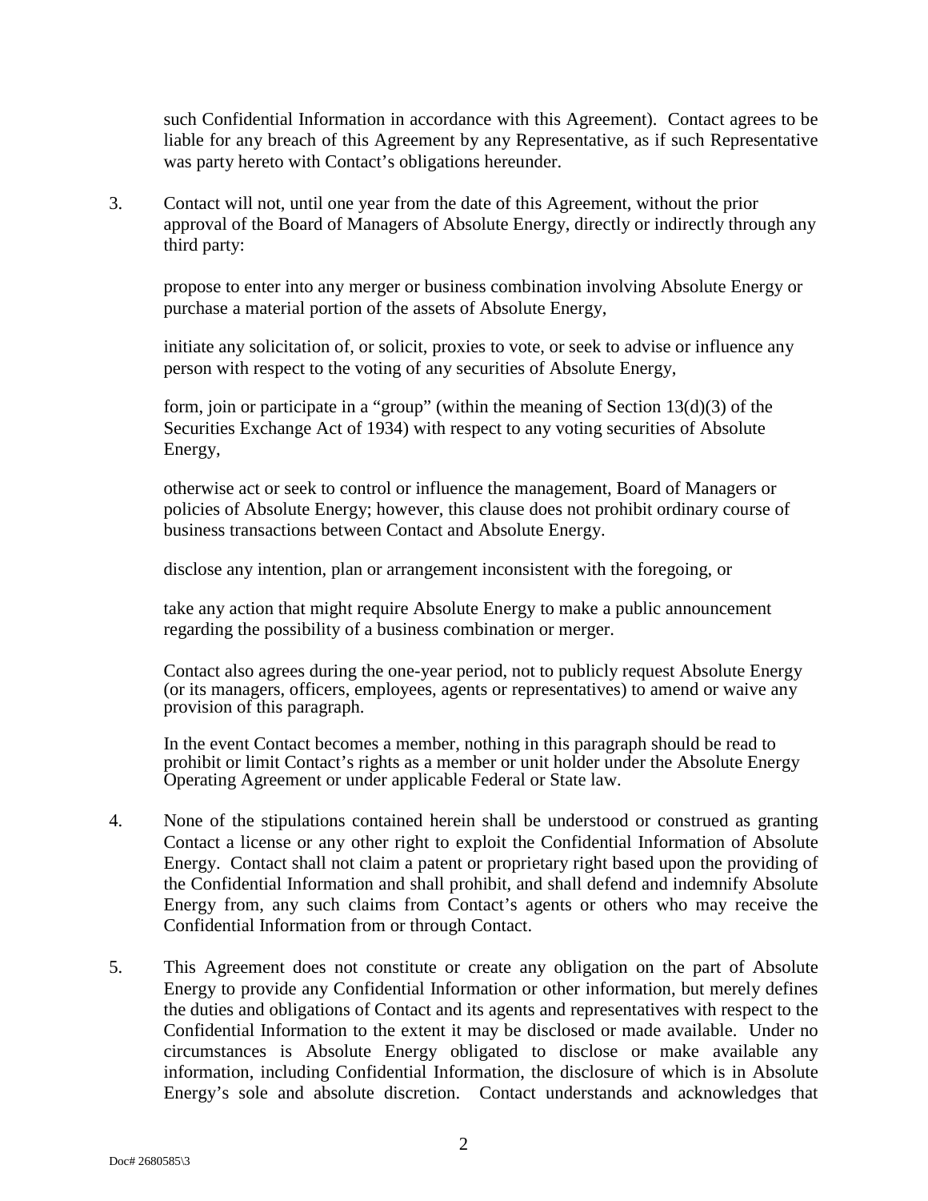such Confidential Information in accordance with this Agreement). Contact agrees to be liable for any breach of this Agreement by any Representative, as if such Representative was party hereto with Contact's obligations hereunder.

3. Contact will not, until one year from the date of this Agreement, without the prior approval of the Board of Managers of Absolute Energy, directly or indirectly through any third party:

   propose to enter into any merger or business combination involving Absolute Energy or purchase a material portion of the assets of Absolute Energy,

   initiate any solicitation of, or solicit, proxies to vote, or seek to advise or influence any person with respect to the voting of any securities of Absolute Energy,

   form, join or participate in a "group" (within the meaning of Section 13(d)(3) of the Securities Exchange Act of 1934) with respect to any voting securities of Absolute Energy,

   otherwise act or seek to control or influence the management, Board of Managers or policies of Absolute Energy; however, this clause does not prohibit ordinary course of business transactions between Contact and Absolute Energy.

   disclose any intention, plan or arrangement inconsistent with the foregoing, or

   take any action that might require Absolute Energy to make a public announcement regarding the possibility of a business combination or merger.

   Contact also agrees during the one-year period, not to publicly request Absolute Energy (or its managers, officers, employees, agents or representatives) to amend or waive any provision of this paragraph.

   In the event Contact becomes a member, nothing in this paragraph should be read to prohibit or limit Contact's rights as a member or unit holder under the Absolute Energy Operating Agreement or under applicable Federal or State law.

4. None of the stipulations contained herein shall be understood or construed as granting Contact a license or any other right to exploit the Confidential Information of Absolute Energy. Contact shall not claim a patent or proprietary right based upon the providing of the Confidential Information and shall prohibit, and shall defend and indemnify Absolute Energy from, any such claims from Contact's agents or others who may receive the Confidential Information from or through Contact.

5. This Agreement does not constitute or create any obligation on the part of Absolute Energy to provide any Confidential Information or other information, but merely defines the duties and obligations of Contact and its agents and representatives with respect to the Confidential Information to the extent it may be disclosed or made available. Under no circumstances is Absolute Energy obligated to disclose or make available any information, including Confidential Information, the disclosure of which is in Absolute Energy's sole and absolute discretion. Contact understands and acknowledges that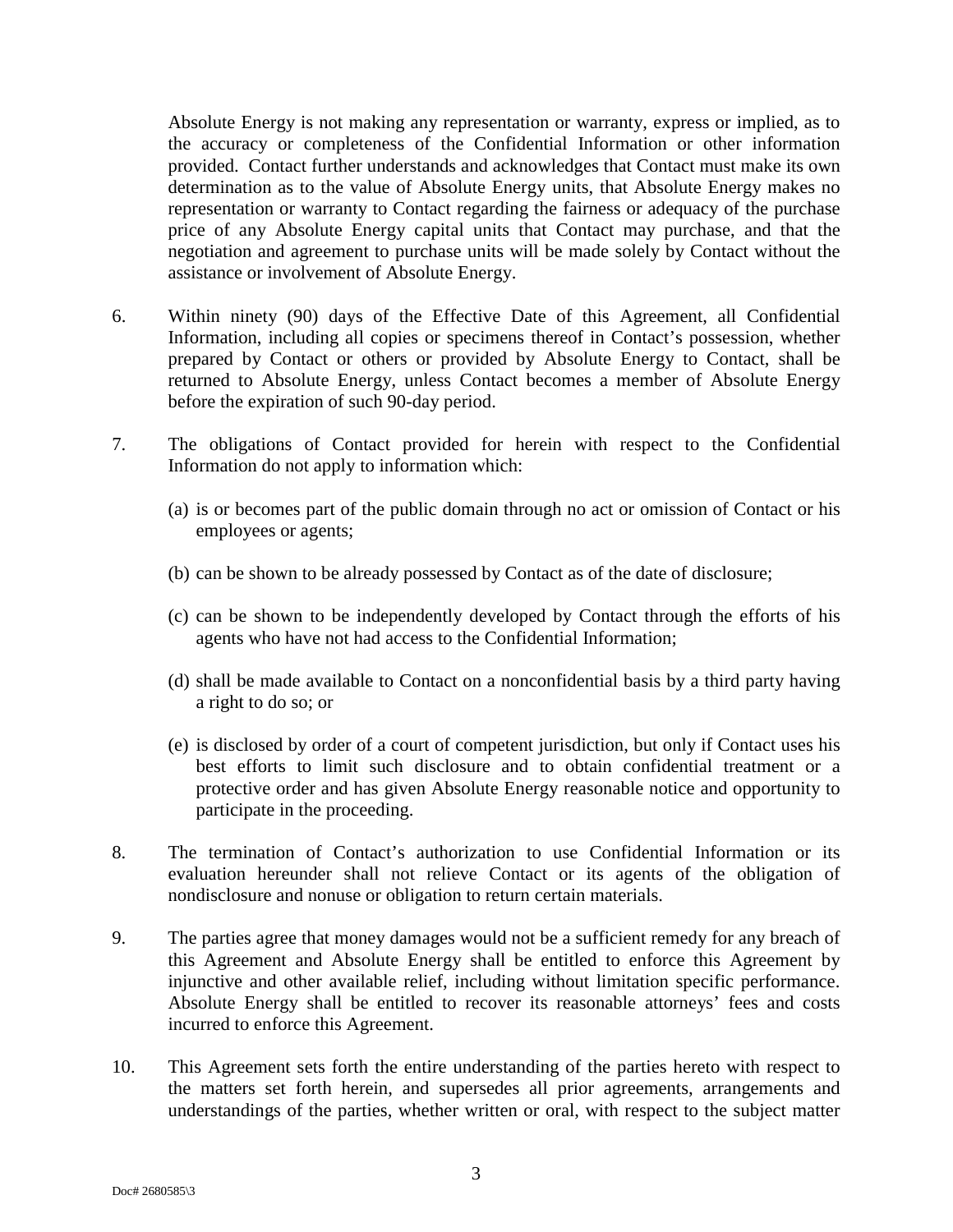Absolute Energy is not making any representation or warranty, express or implied, as to the accuracy or completeness of the Confidential Information or other information provided. Contact further understands and acknowledges that Contact must make its own determination as to the value of Absolute Energy units, that Absolute Energy makes no representation or warranty to Contact regarding the fairness or adequacy of the purchase price of any Absolute Energy capital units that Contact may purchase, and that the negotiation and agreement to purchase units will be made solely by Contact without the assistance or involvement of Absolute Energy.

6. Within ninety (90) days of the Effective Date of this Agreement, all Confidential Information, including all copies or specimens thereof in Contact's possession, whether prepared by Contact or others or provided by Absolute Energy to Contact, shall be returned to Absolute Energy, unless Contact becomes a member of Absolute Energy before the expiration of such 90-day period.

7. The obligations of Contact provided for herein with respect to the Confidential Information do not apply to information which:

   (a) is or becomes part of the public domain through no act or omission of Contact or his employees or agents;

   (b) can be shown to be already possessed by Contact as of the date of disclosure;

   (c) can be shown to be independently developed by Contact through the efforts of his agents who have not had access to the Confidential Information;

   (d) shall be made available to Contact on a nonconfidential basis by a third party having a right to do so; or

   (e) is disclosed by order of a court of competent jurisdiction, but only if Contact uses his best efforts to limit such disclosure and to obtain confidential treatment or a protective order and has given Absolute Energy reasonable notice and opportunity to participate in the proceeding.

8. The termination of Contact's authorization to use Confidential Information or its evaluation hereunder shall not relieve Contact or its agents of the obligation of nondisclosure and nonuse or obligation to return certain materials.

9. The parties agree that money damages would not be a sufficient remedy for any breach of this Agreement and Absolute Energy shall be entitled to enforce this Agreement by injunctive and other available relief, including without limitation specific performance. Absolute Energy shall be entitled to recover its reasonable attorneys' fees and costs incurred to enforce this Agreement.

10. This Agreement sets forth the entire understanding of the parties hereto with respect to the matters set forth herein, and supersedes all prior agreements, arrangements and understandings of the parties, whether written or oral, with respect to the subject matter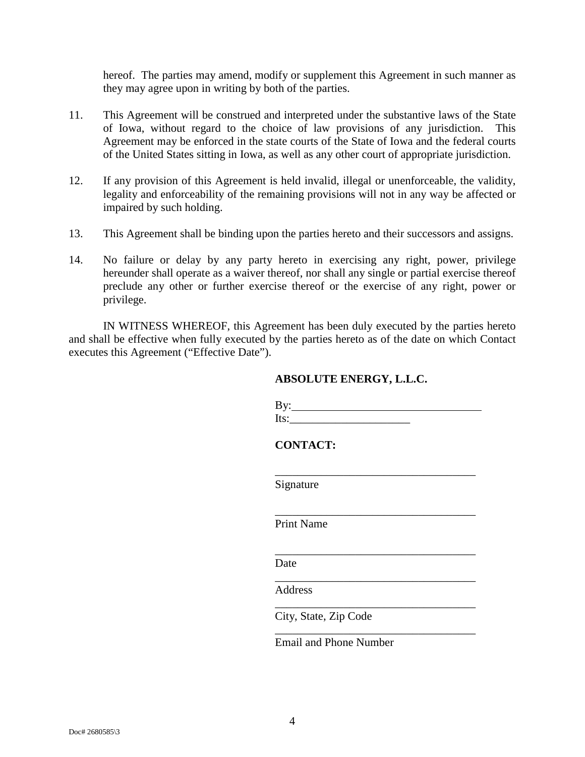hereof. The parties may amend, modify or supplement this Agreement in such manner as they may agree upon in writing by both of the parties.

11. This Agreement will be construed and interpreted under the substantive laws of the State of Iowa, without regard to the choice of law provisions of any jurisdiction. This Agreement may be enforced in the state courts of the State of Iowa and the federal courts of the United States sitting in Iowa, as well as any other court of appropriate jurisdiction.

12. If any provision of this Agreement is held invalid, illegal or unenforceable, the validity, legality and enforceability of the remaining provisions will not in any way be affected or impaired by such holding.

13. This Agreement shall be binding upon the parties hereto and their successors and assigns.

14. No failure or delay by any party hereto in exercising any right, power, privilege hereunder shall operate as a waiver thereof, nor shall any single or partial exercise thereof preclude any other or further exercise thereof or the exercise of any right, power or privilege.

IN WITNESS WHEREOF, this Agreement has been duly executed by the parties hereto and shall be effective when fully executed by the parties hereto as of the date on which Contact executes this Agreement ("Effective Date").

**ABSOLUTE ENERGY, L.L.C.**

By:_________________________________
Its:_____________________

**CONTACT:**

____________________________________
Signature

____________________________________
Print Name

____________________________________
Date

____________________________________
Address

____________________________________
City, State, Zip Code

____________________________________
Email and Phone Number

Doc# 2680585\3